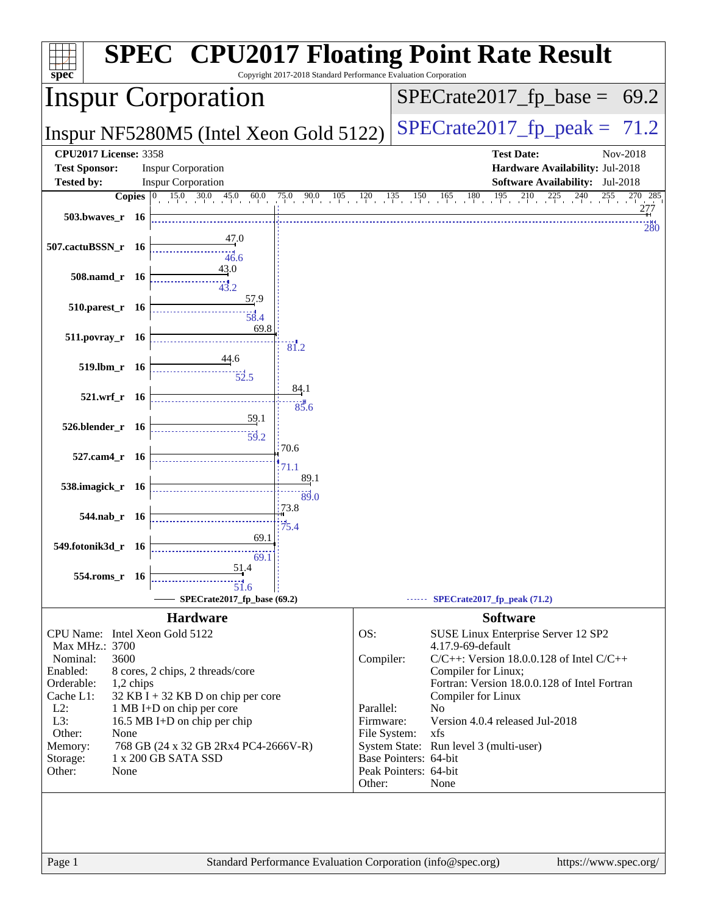# SPEC CPU2017 Floating Point Rate Result

Copyright 2017-2018 Standard Performance Evaluation Corporation

## Inspur Corporation

**Inspur NF5280M5 (Intel Xeon Gold 5122)**

SPECrate2017_fp_base = 69.2

SPECrate2017_fp_peak = 71.2

**CPU2017 License:** 3358
**Test Sponsor:** Inspur Corporation
**Tested by:** Inspur Corporation

**Test Date:** Nov-2018
**Hardware Availability:** Jul-2018
**Software Availability:** Jul-2018

| Benchmark | Copies | Base | Peak |
|---|---|---|---|
| 503.bwaves_r | 16 | 277 | 280 |
| 507.cactuBSSN_r | 16 | 47.0 | 46.6 |
| 508.namd_r | 16 | 43.0 | 43.2 |
| 510.parest_r | 16 | 57.9 | 58.4 |
| 511.povray_r | 16 | 69.8 | 81.2 |
| 519.lbm_r | 16 | 44.6 | 52.5 |
| 521.wrf_r | 16 | 84.1 | 85.6 |
| 526.blender_r | 16 | 59.1 | 59.2 |
| 527.cam4_r | 16 | 70.6 | 71.1 |
| 538.imagick_r | 16 | 89.1 | 89.0 |
| 544.nab_r | 16 | 73.8 | 75.4 |
| 549.fotonik3d_r | 16 | 69.1 | 69.1 |
| 554.roms_r | 16 | 51.4 | 51.6 |

SPECrate2017_fp_base (69.2) — SPECrate2017_fp_peak (71.2)

### Hardware

| | |
|---|---|
| CPU Name: | Intel Xeon Gold 5122 |
| Max MHz.: | 3700 |
| Nominal: | 3600 |
| Enabled: | 8 cores, 2 chips, 2 threads/core |
| Orderable: | 1,2 chips |
| Cache L1: | 32 KB I + 32 KB D on chip per core |
| L2: | 1 MB I+D on chip per core |
| L3: | 16.5 MB I+D on chip per chip |
| Other: | None |
| Memory: | 768 GB (24 x 32 GB 2Rx4 PC4-2666V-R) |
| Storage: | 1 x 200 GB SATA SSD |
| Other: | None |

### Software

| | |
|---|---|
| OS: | SUSE Linux Enterprise Server 12 SP2 4.17.9-69-default |
| Compiler: | C/C++: Version 18.0.0.128 of Intel C/C++ Compiler for Linux; Fortran: Version 18.0.0.128 of Intel Fortran Compiler for Linux |
| Parallel: | No |
| Firmware: | Version 4.0.4 released Jul-2018 |
| File System: | xfs |
| System State: | Run level 3 (multi-user) |
| Base Pointers: | 64-bit |
| Peak Pointers: | 64-bit |
| Other: | None |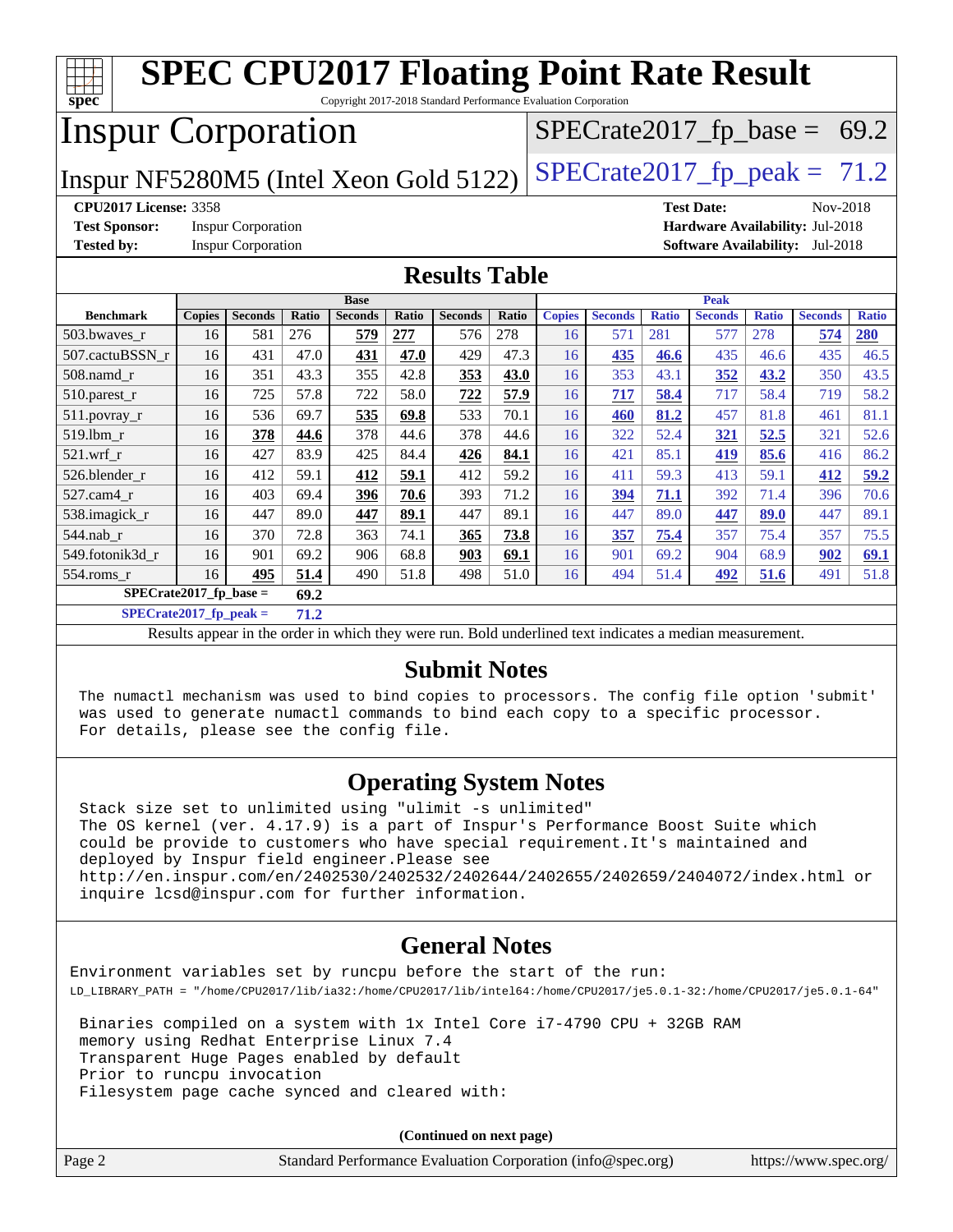# SPEC CPU2017 Floating Point Rate Result

Copyright 2017-2018 Standard Performance Evaluation Corporation

# Inspur Corporation

Inspur NF5280M5 (Intel Xeon Gold 5122)

SPECrate2017_fp_base = 69.2

SPECrate2017_fp_peak = 71.2

**CPU2017 License:** 3358
**Test Sponsor:** Inspur Corporation
**Tested by:** Inspur Corporation

**Test Date:** Nov-2018
**Hardware Availability:** Jul-2018
**Software Availability:** Jul-2018

## Results Table

| | Base | | | | | | | Peak | | | | | | |
|---|---|---|---|---|---|---|---|---|---|---|---|---|---|---|
| **Benchmark** | **Copies** | **Seconds** | **Ratio** | **Seconds** | **Ratio** | **Seconds** | **Ratio** | **Copies** | **Seconds** | **Ratio** | **Seconds** | **Ratio** | **Seconds** | **Ratio** |
| 503.bwaves_r | 16 | 581 | 276 | **579** | **277** | 576 | 278 | 16 | 571 | 281 | 577 | 278 | **574** | **280** |
| 507.cactuBSSN_r | 16 | 431 | 47.0 | **431** | **47.0** | 429 | 47.3 | 16 | **435** | **46.6** | 435 | 46.6 | 435 | 46.5 |
| 508.namd_r | 16 | 351 | 43.3 | 355 | 42.8 | **353** | **43.0** | 16 | 353 | 43.1 | **352** | **43.2** | 350 | 43.5 |
| 510.parest_r | 16 | 725 | 57.8 | 722 | 58.0 | **722** | **57.9** | 16 | **717** | **58.4** | 717 | 58.4 | 719 | 58.2 |
| 511.povray_r | 16 | 536 | 69.7 | **535** | **69.8** | 533 | 70.1 | 16 | **460** | **81.2** | 457 | 81.8 | 461 | 81.1 |
| 519.lbm_r | 16 | **378** | **44.6** | 378 | 44.6 | 378 | 44.6 | 16 | 322 | 52.4 | **321** | **52.5** | 321 | 52.6 |
| 521.wrf_r | 16 | 427 | 83.9 | 425 | 84.4 | **426** | **84.1** | 16 | 421 | 85.1 | **419** | **85.6** | 416 | 86.2 |
| 526.blender_r | 16 | 412 | 59.1 | **412** | **59.1** | 412 | 59.2 | 16 | 411 | 59.3 | 413 | 59.1 | **412** | **59.2** |
| 527.cam4_r | 16 | 403 | 69.4 | **396** | **70.6** | 393 | 71.2 | 16 | **394** | **71.1** | 392 | 71.4 | 396 | 70.6 |
| 538.imagick_r | 16 | 447 | 89.0 | **447** | **89.1** | 447 | 89.1 | 16 | 447 | 89.0 | **447** | **89.0** | 447 | 89.1 |
| 544.nab_r | 16 | 370 | 72.8 | 363 | 74.1 | **365** | **73.8** | 16 | **357** | **75.4** | 357 | 75.4 | 357 | 75.5 |
| 549.fotonik3d_r | 16 | 901 | 69.2 | 906 | 68.8 | **903** | **69.1** | 16 | 901 | 69.2 | 904 | 68.9 | **902** | **69.1** |
| 554.roms_r | 16 | **495** | **51.4** | 490 | 51.8 | 498 | 51.0 | 16 | 494 | 51.4 | **492** | **51.6** | 491 | 51.8 |

**SPECrate2017_fp_base = 69.2**

**SPECrate2017_fp_peak = 71.2**

Results appear in the order in which they were run. Bold underlined text indicates a median measurement.

## Submit Notes

```
The numactl mechanism was used to bind copies to processors. The config file option 'submit'
was used to generate numactl commands to bind each copy to a specific processor.
For details, please see the config file.
```

## Operating System Notes

```
Stack size set to unlimited using "ulimit -s unlimited"
The OS kernel (ver. 4.17.9) is a part of Inspur's Performance Boost Suite which
could be provide to customers who have special requirement.It's maintained and
deployed by Inspur field engineer.Please see
http://en.inspur.com/en/2402530/2402532/2402644/2402655/2402659/2404072/index.html or
inquire lcsd@inspur.com for further information.
```

## General Notes

```
Environment variables set by runcpu before the start of the run:
LD_LIBRARY_PATH = "/home/CPU2017/lib/ia32:/home/CPU2017/lib/intel64:/home/CPU2017/je5.0.1-32:/home/CPU2017/je5.0.1-64"

Binaries compiled on a system with 1x Intel Core i7-4790 CPU + 32GB RAM
memory using Redhat Enterprise Linux 7.4
Transparent Huge Pages enabled by default
Prior to runcpu invocation
Filesystem page cache synced and cleared with:
```

(Continued on next page)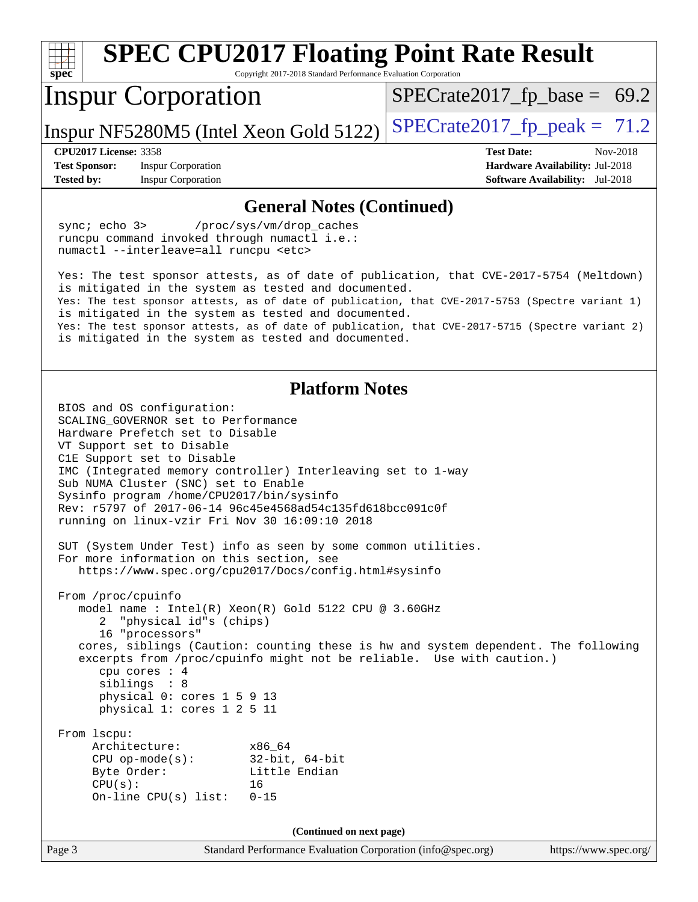# SPEC CPU2017 Floating Point Rate Result

Copyright 2017-2018 Standard Performance Evaluation Corporation

## Inspur Corporation

Inspur NF5280M5 (Intel Xeon Gold 5122)

SPECrate2017_fp_base = 69.2

SPECrate2017_fp_peak = 71.2

**CPU2017 License:** 3358
**Test Sponsor:** Inspur Corporation
**Tested by:** Inspur Corporation

**Test Date:** Nov-2018
**Hardware Availability:** Jul-2018
**Software Availability:** Jul-2018

### General Notes (Continued)

```
sync; echo 3>       /proc/sys/vm/drop_caches
runcpu command invoked through numactl i.e.:
numactl --interleave=all runcpu <etc>

Yes: The test sponsor attests, as of date of publication, that CVE-2017-5754 (Meltdown)
is mitigated in the system as tested and documented.
Yes: The test sponsor attests, as of date of publication, that CVE-2017-5753 (Spectre variant 1)
is mitigated in the system as tested and documented.
Yes: The test sponsor attests, as of date of publication, that CVE-2017-5715 (Spectre variant 2)
is mitigated in the system as tested and documented.
```

### Platform Notes

```
BIOS and OS configuration:
SCALING_GOVERNOR set to Performance
Hardware Prefetch set to Disable
VT Support set to Disable
C1E Support set to Disable
IMC (Integrated memory controller) Interleaving set to 1-way
Sub NUMA Cluster (SNC) set to Enable
Sysinfo program /home/CPU2017/bin/sysinfo
Rev: r5797 of 2017-06-14 96c45e4568ad54c135fd618bcc091c0f
running on linux-vzir Fri Nov 30 16:09:10 2018

SUT (System Under Test) info as seen by some common utilities.
For more information on this section, see
   https://www.spec.org/cpu2017/Docs/config.html#sysinfo

From /proc/cpuinfo
   model name : Intel(R) Xeon(R) Gold 5122 CPU @ 3.60GHz
      2  "physical id"s (chips)
      16 "processors"
   cores, siblings (Caution: counting these is hw and system dependent. The following
   excerpts from /proc/cpuinfo might not be reliable.  Use with caution.)
      cpu cores : 4
      siblings  : 8
      physical 0: cores 1 5 9 13
      physical 1: cores 1 2 5 11

From lscpu:
     Architecture:          x86_64
     CPU op-mode(s):        32-bit, 64-bit
     Byte Order:            Little Endian
     CPU(s):                16
     On-line CPU(s) list:   0-15
```

(Continued on next page)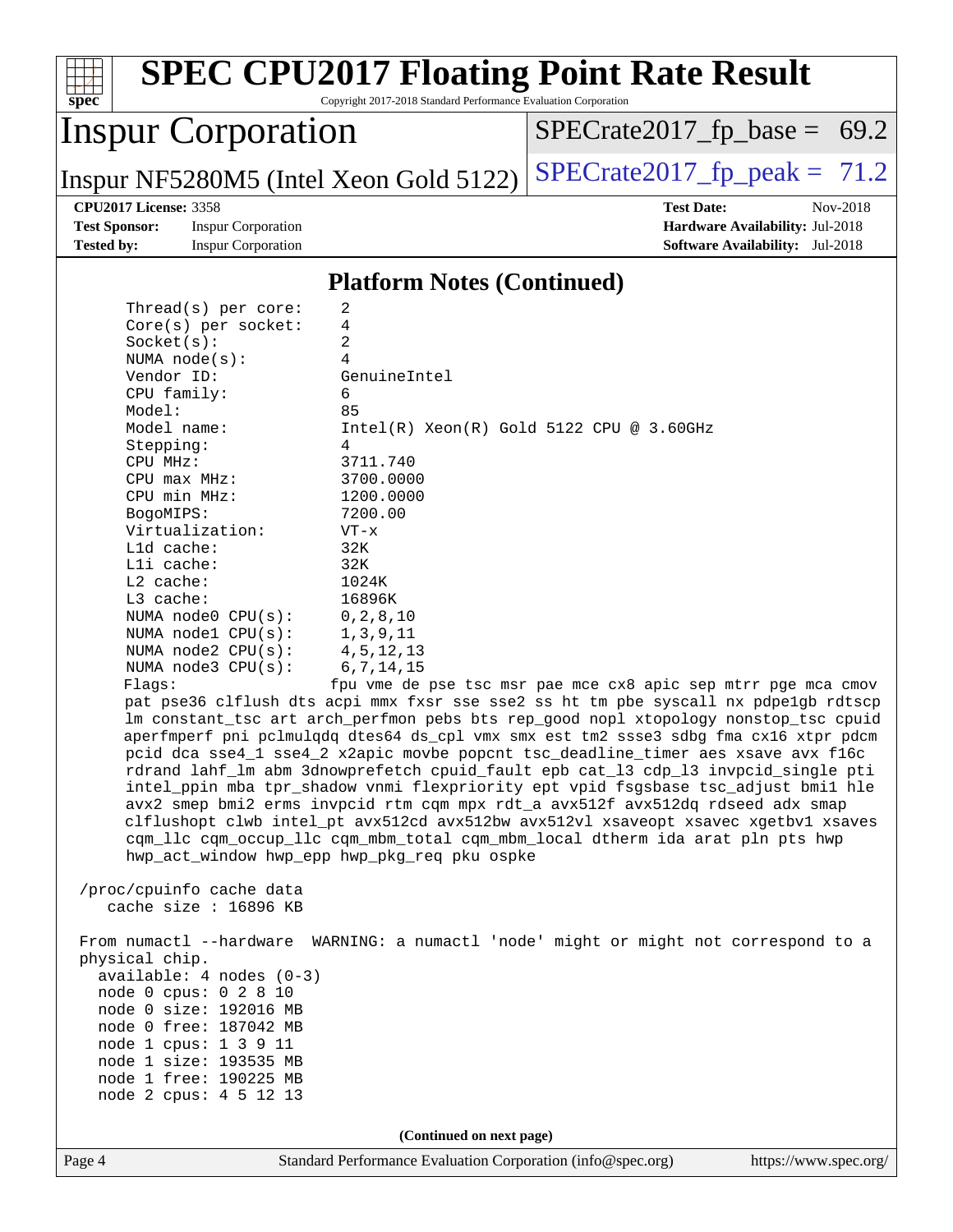## Platform Notes (Continued)

```
    Thread(s) per core:    2
    Core(s) per socket:    4
    Socket(s):             2
    NUMA node(s):          4
    Vendor ID:             GenuineIntel
    CPU family:            6
    Model:                 85
    Model name:            Intel(R) Xeon(R) Gold 5122 CPU @ 3.60GHz
    Stepping:              4
    CPU MHz:               3711.740
    CPU max MHz:           3700.0000
    CPU min MHz:           1200.0000
    BogoMIPS:              7200.00
    Virtualization:        VT-x
    L1d cache:             32K
    L1i cache:             32K
    L2 cache:              1024K
    L3 cache:              16896K
    NUMA node0 CPU(s):     0,2,8,10
    NUMA node1 CPU(s):     1,3,9,11
    NUMA node2 CPU(s):     4,5,12,13
    NUMA node3 CPU(s):     6,7,14,15
    Flags:                 fpu vme de pse tsc msr pae mce cx8 apic sep mtrr pge mca cmov
    pat pse36 clflush dts acpi mmx fxsr sse sse2 ss ht tm pbe syscall nx pdpe1gb rdtscp
    lm constant_tsc art arch_perfmon pebs bts rep_good nopl xtopology nonstop_tsc cpuid
    aperfmperf pni pclmulqdq dtes64 ds_cpl vmx smx est tm2 ssse3 sdbg fma cx16 xtpr pdcm
    pcid dca sse4_1 sse4_2 x2apic movbe popcnt tsc_deadline_timer aes xsave avx f16c
    rdrand lahf_lm abm 3dnowprefetch cpuid_fault epb cat_l3 cdp_l3 invpcid_single pti
    intel_ppin mba tpr_shadow vnmi flexpriority ept vpid fsgsbase tsc_adjust bmi1 hle
    avx2 smep bmi2 erms invpcid rtm cqm mpx rdt_a avx512f avx512dq rdseed adx smap
    clflushopt clwb intel_pt avx512cd avx512bw avx512vl xsaveopt xsavec xgetbv1 xsaves
    cqm_llc cqm_occup_llc cqm_mbm_total cqm_mbm_local dtherm ida arat pln pts hwp
    hwp_act_window hwp_epp hwp_pkg_req pku ospke

 /proc/cpuinfo cache data
    cache size : 16896 KB

 From numactl --hardware  WARNING: a numactl 'node' might or might not correspond to a
 physical chip.
   available: 4 nodes (0-3)
   node 0 cpus: 0 2 8 10
   node 0 size: 192016 MB
   node 0 free: 187042 MB
   node 1 cpus: 1 3 9 11
   node 1 size: 193535 MB
   node 1 free: 190225 MB
   node 2 cpus: 4 5 12 13
```

(Continued on next page)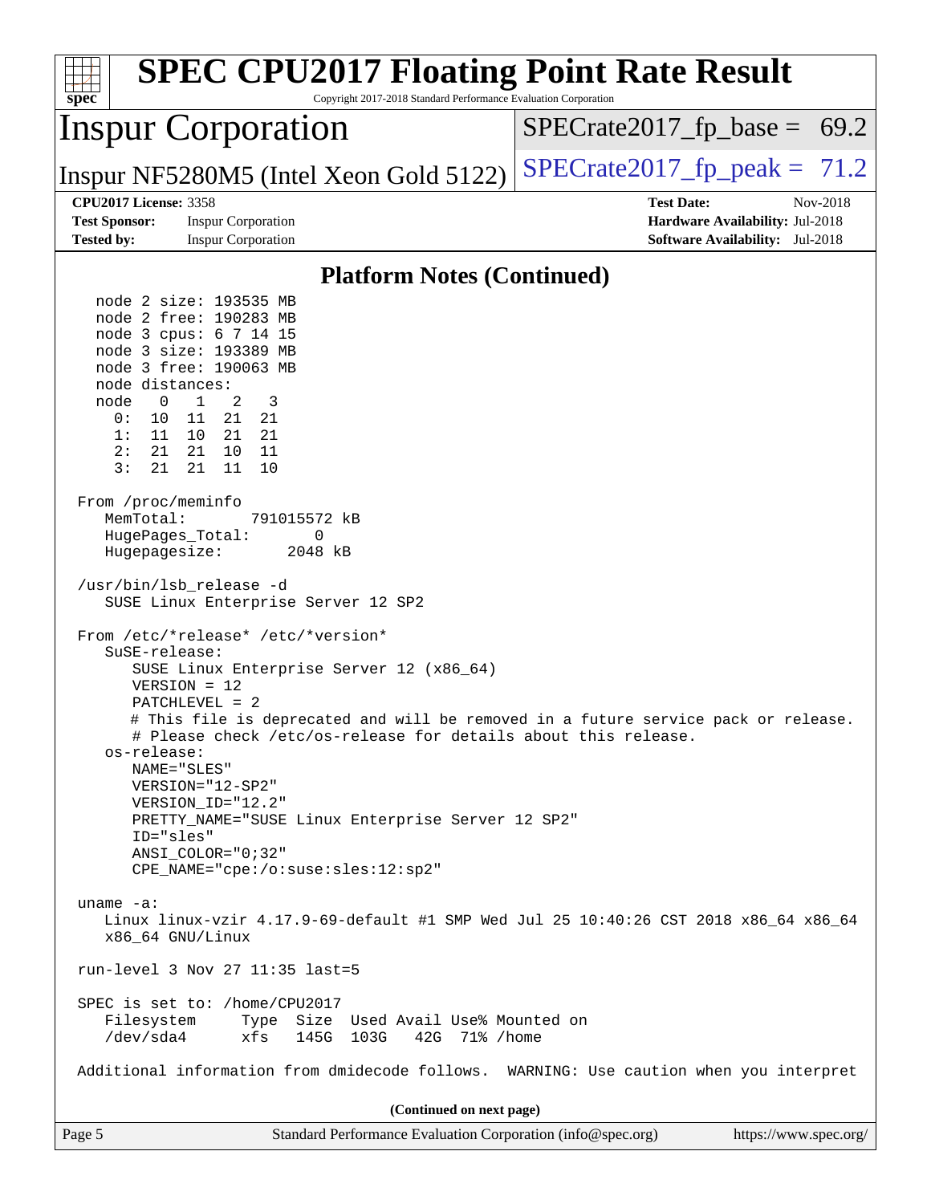## Platform Notes (Continued)

```
   node 2 size: 193535 MB
   node 2 free: 190283 MB
   node 3 cpus: 6 7 14 15
   node 3 size: 193389 MB
   node 3 free: 190063 MB
   node distances:
   node   0   1   2   3
     0:  10  11  21  21
     1:  11  10  21  21
     2:  21  21  10  11
     3:  21  21  11  10

 From /proc/meminfo
    MemTotal:       791015572 kB
    HugePages_Total:       0
    Hugepagesize:       2048 kB

 /usr/bin/lsb_release -d
    SUSE Linux Enterprise Server 12 SP2

 From /etc/*release* /etc/*version*
    SuSE-release:
       SUSE Linux Enterprise Server 12 (x86_64)
       VERSION = 12
       PATCHLEVEL = 2
       # This file is deprecated and will be removed in a future service pack or release.
       # Please check /etc/os-release for details about this release.
    os-release:
       NAME="SLES"
       VERSION="12-SP2"
       VERSION_ID="12.2"
       PRETTY_NAME="SUSE Linux Enterprise Server 12 SP2"
       ID="sles"
       ANSI_COLOR="0;32"
       CPE_NAME="cpe:/o:suse:sles:12:sp2"

 uname -a:
    Linux linux-vzir 4.17.9-69-default #1 SMP Wed Jul 25 10:40:26 CST 2018 x86_64 x86_64
    x86_64 GNU/Linux

 run-level 3 Nov 27 11:35 last=5

 SPEC is set to: /home/CPU2017
    Filesystem     Type  Size  Used Avail Use% Mounted on
    /dev/sda4      xfs   145G  103G   42G  71% /home

 Additional information from dmidecode follows.  WARNING: Use caution when you interpret
```

**(Continued on next page)**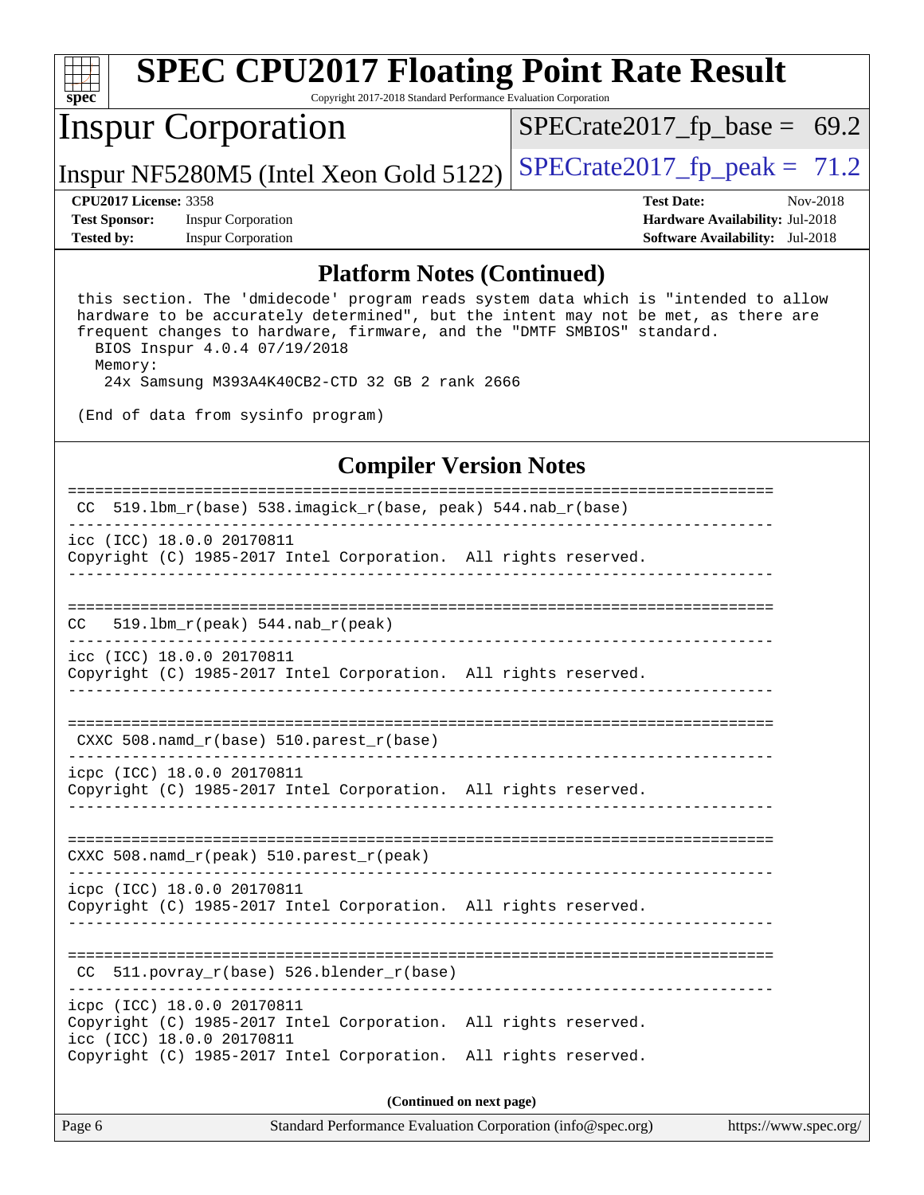# SPEC CPU2017 Floating Point Rate Result

Copyright 2017-2018 Standard Performance Evaluation Corporation

## Inspur Corporation

Inspur NF5280M5 (Intel Xeon Gold 5122)

SPECrate2017_fp_base = 69.2

SPECrate2017_fp_peak = 71.2

**CPU2017 License:** 3358
**Test Sponsor:** Inspur Corporation
**Tested by:** Inspur Corporation

**Test Date:** Nov-2018
**Hardware Availability:** Jul-2018
**Software Availability:** Jul-2018

### Platform Notes (Continued)

```
 this section. The 'dmidecode' program reads system data which is "intended to allow
 hardware to be accurately determined", but the intent may not be met, as there are
 frequent changes to hardware, firmware, and the "DMTF SMBIOS" standard.
   BIOS Inspur 4.0.4 07/19/2018
   Memory:
    24x Samsung M393A4K40CB2-CTD 32 GB 2 rank 2666

 (End of data from sysinfo program)
```

### Compiler Version Notes

```
==============================================================================
 CC  519.lbm_r(base) 538.imagick_r(base, peak) 544.nab_r(base)
------------------------------------------------------------------------------
icc (ICC) 18.0.0 20170811
Copyright (C) 1985-2017 Intel Corporation.  All rights reserved.
------------------------------------------------------------------------------

==============================================================================
CC   519.lbm_r(peak) 544.nab_r(peak)
------------------------------------------------------------------------------
icc (ICC) 18.0.0 20170811
Copyright (C) 1985-2017 Intel Corporation.  All rights reserved.
------------------------------------------------------------------------------

==============================================================================
 CXXC 508.namd_r(base) 510.parest_r(base)
------------------------------------------------------------------------------
icpc (ICC) 18.0.0 20170811
Copyright (C) 1985-2017 Intel Corporation.  All rights reserved.
------------------------------------------------------------------------------

==============================================================================
CXXC 508.namd_r(peak) 510.parest_r(peak)
------------------------------------------------------------------------------
icpc (ICC) 18.0.0 20170811
Copyright (C) 1985-2017 Intel Corporation.  All rights reserved.
------------------------------------------------------------------------------

==============================================================================
 CC  511.povray_r(base) 526.blender_r(base)
------------------------------------------------------------------------------
icpc (ICC) 18.0.0 20170811
Copyright (C) 1985-2017 Intel Corporation.  All rights reserved.
icc (ICC) 18.0.0 20170811
Copyright (C) 1985-2017 Intel Corporation.  All rights reserved.
```

**(Continued on next page)**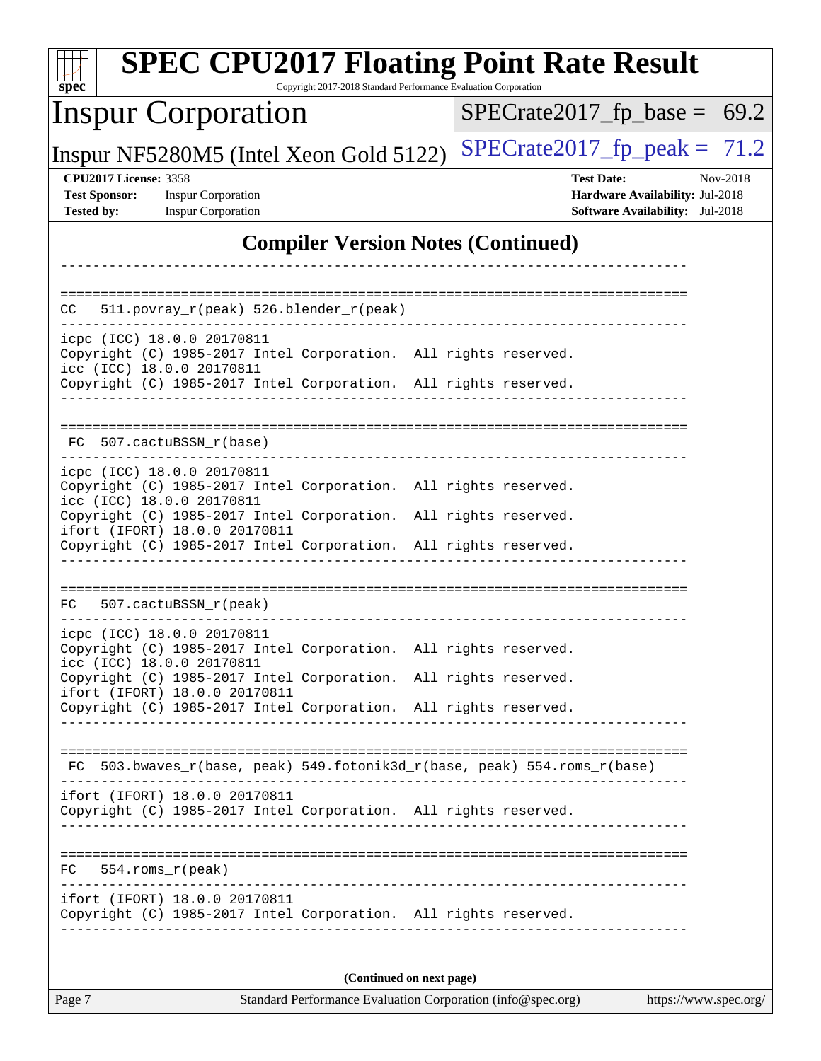# SPEC CPU2017 Floating Point Rate Result

Copyright 2017-2018 Standard Performance Evaluation Corporation

**Inspur Corporation**

Inspur NF5280M5 (Intel Xeon Gold 5122)

SPECrate2017_fp_base = 69.2

SPECrate2017_fp_peak = 71.2

**CPU2017 License:** 3358
**Test Sponsor:** Inspur Corporation
**Tested by:** Inspur Corporation

**Test Date:** Nov-2018
**Hardware Availability:** Jul-2018
**Software Availability:** Jul-2018

## Compiler Version Notes (Continued)

```
------------------------------------------------------------------------------

==============================================================================
 CC   511.povray_r(peak) 526.blender_r(peak)
------------------------------------------------------------------------------
icpc (ICC) 18.0.0 20170811
Copyright (C) 1985-2017 Intel Corporation.  All rights reserved.
icc (ICC) 18.0.0 20170811
Copyright (C) 1985-2017 Intel Corporation.  All rights reserved.
------------------------------------------------------------------------------

==============================================================================
 FC  507.cactuBSSN_r(base)
------------------------------------------------------------------------------
icpc (ICC) 18.0.0 20170811
Copyright (C) 1985-2017 Intel Corporation.  All rights reserved.
icc (ICC) 18.0.0 20170811
Copyright (C) 1985-2017 Intel Corporation.  All rights reserved.
ifort (IFORT) 18.0.0 20170811
Copyright (C) 1985-2017 Intel Corporation.  All rights reserved.
------------------------------------------------------------------------------

==============================================================================
 FC   507.cactuBSSN_r(peak)
------------------------------------------------------------------------------
icpc (ICC) 18.0.0 20170811
Copyright (C) 1985-2017 Intel Corporation.  All rights reserved.
icc (ICC) 18.0.0 20170811
Copyright (C) 1985-2017 Intel Corporation.  All rights reserved.
ifort (IFORT) 18.0.0 20170811
Copyright (C) 1985-2017 Intel Corporation.  All rights reserved.
------------------------------------------------------------------------------

==============================================================================
 FC  503.bwaves_r(base, peak) 549.fotonik3d_r(base, peak) 554.roms_r(base)
------------------------------------------------------------------------------
ifort (IFORT) 18.0.0 20170811
Copyright (C) 1985-2017 Intel Corporation.  All rights reserved.
------------------------------------------------------------------------------

==============================================================================
 FC   554.roms_r(peak)
------------------------------------------------------------------------------
ifort (IFORT) 18.0.0 20170811
Copyright (C) 1985-2017 Intel Corporation.  All rights reserved.
------------------------------------------------------------------------------
```

**(Continued on next page)**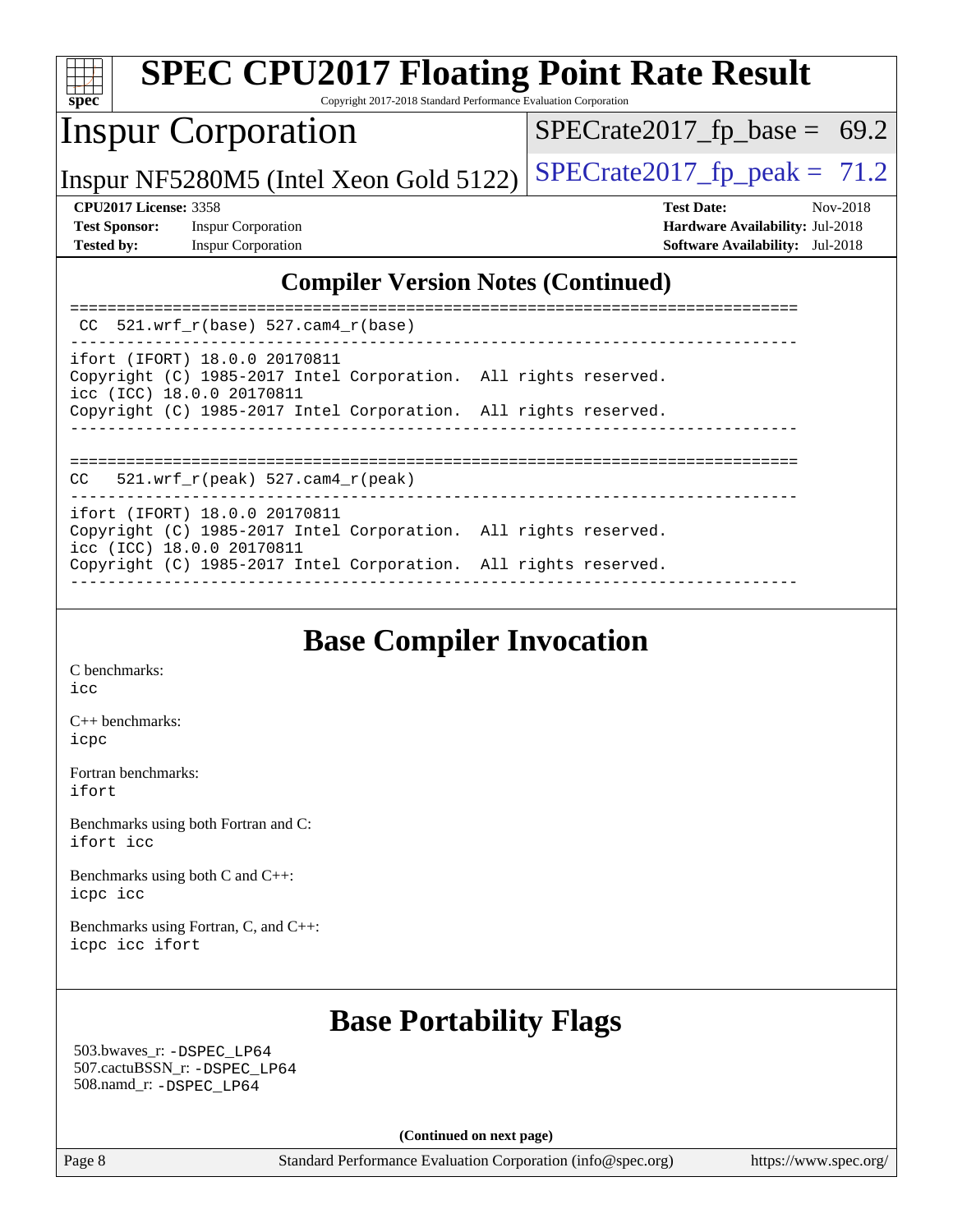## Compiler Version Notes (Continued)

```
==============================================================================
 CC  521.wrf_r(base) 527.cam4_r(base)
------------------------------------------------------------------------------
ifort (IFORT) 18.0.0 20170811
Copyright (C) 1985-2017 Intel Corporation.  All rights reserved.
icc (ICC) 18.0.0 20170811
Copyright (C) 1985-2017 Intel Corporation.  All rights reserved.
------------------------------------------------------------------------------

==============================================================================
CC   521.wrf_r(peak) 527.cam4_r(peak)
------------------------------------------------------------------------------
ifort (IFORT) 18.0.0 20170811
Copyright (C) 1985-2017 Intel Corporation.  All rights reserved.
icc (ICC) 18.0.0 20170811
Copyright (C) 1985-2017 Intel Corporation.  All rights reserved.
------------------------------------------------------------------------------
```

## Base Compiler Invocation

C benchmarks:
`icc`

C++ benchmarks:
`icpc`

Fortran benchmarks:
`ifort`

Benchmarks using both Fortran and C:
`ifort icc`

Benchmarks using both C and C++:
`icpc icc`

Benchmarks using Fortran, C, and C++:
`icpc icc ifort`

## Base Portability Flags

503.bwaves_r: `-DSPEC_LP64`
507.cactuBSSN_r: `-DSPEC_LP64`
508.namd_r: `-DSPEC_LP64`

**(Continued on next page)**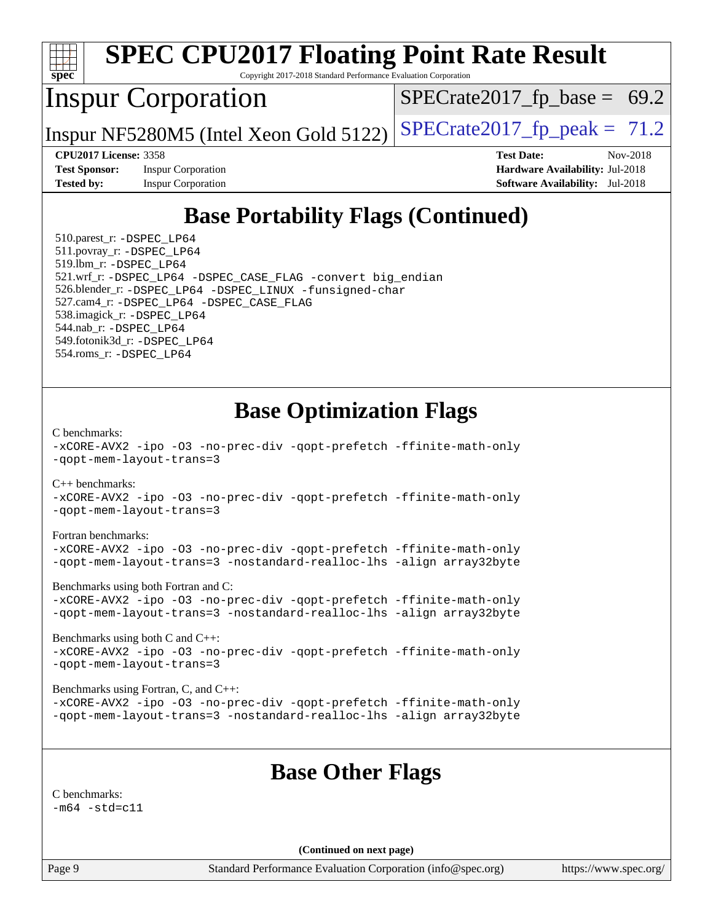# SPEC CPU2017 Floating Point Rate Result

Copyright 2017-2018 Standard Performance Evaluation Corporation

## Inspur Corporation

Inspur NF5280M5 (Intel Xeon Gold 5122)

SPECrate2017_fp_base = 69.2

SPECrate2017_fp_peak = 71.2

**CPU2017 License:** 3358
**Test Sponsor:** Inspur Corporation
**Tested by:** Inspur Corporation

**Test Date:** Nov-2018
**Hardware Availability:** Jul-2018
**Software Availability:** Jul-2018

## Base Portability Flags (Continued)

510.parest_r: `-DSPEC_LP64`
511.povray_r: `-DSPEC_LP64`
519.lbm_r: `-DSPEC_LP64`
521.wrf_r: `-DSPEC_LP64 -DSPEC_CASE_FLAG -convert big_endian`
526.blender_r: `-DSPEC_LP64 -DSPEC_LINUX -funsigned-char`
527.cam4_r: `-DSPEC_LP64 -DSPEC_CASE_FLAG`
538.imagick_r: `-DSPEC_LP64`
544.nab_r: `-DSPEC_LP64`
549.fotonik3d_r: `-DSPEC_LP64`
554.roms_r: `-DSPEC_LP64`

## Base Optimization Flags

C benchmarks:
```
-xCORE-AVX2 -ipo -O3 -no-prec-div -qopt-prefetch -ffinite-math-only
-qopt-mem-layout-trans=3
```

C++ benchmarks:
```
-xCORE-AVX2 -ipo -O3 -no-prec-div -qopt-prefetch -ffinite-math-only
-qopt-mem-layout-trans=3
```

Fortran benchmarks:
```
-xCORE-AVX2 -ipo -O3 -no-prec-div -qopt-prefetch -ffinite-math-only
-qopt-mem-layout-trans=3 -nostandard-realloc-lhs -align array32byte
```

Benchmarks using both Fortran and C:
```
-xCORE-AVX2 -ipo -O3 -no-prec-div -qopt-prefetch -ffinite-math-only
-qopt-mem-layout-trans=3 -nostandard-realloc-lhs -align array32byte
```

Benchmarks using both C and C++:
```
-xCORE-AVX2 -ipo -O3 -no-prec-div -qopt-prefetch -ffinite-math-only
-qopt-mem-layout-trans=3
```

Benchmarks using Fortran, C, and C++:
```
-xCORE-AVX2 -ipo -O3 -no-prec-div -qopt-prefetch -ffinite-math-only
-qopt-mem-layout-trans=3 -nostandard-realloc-lhs -align array32byte
```

## Base Other Flags

C benchmarks:
```
-m64 -std=c11
```

**(Continued on next page)**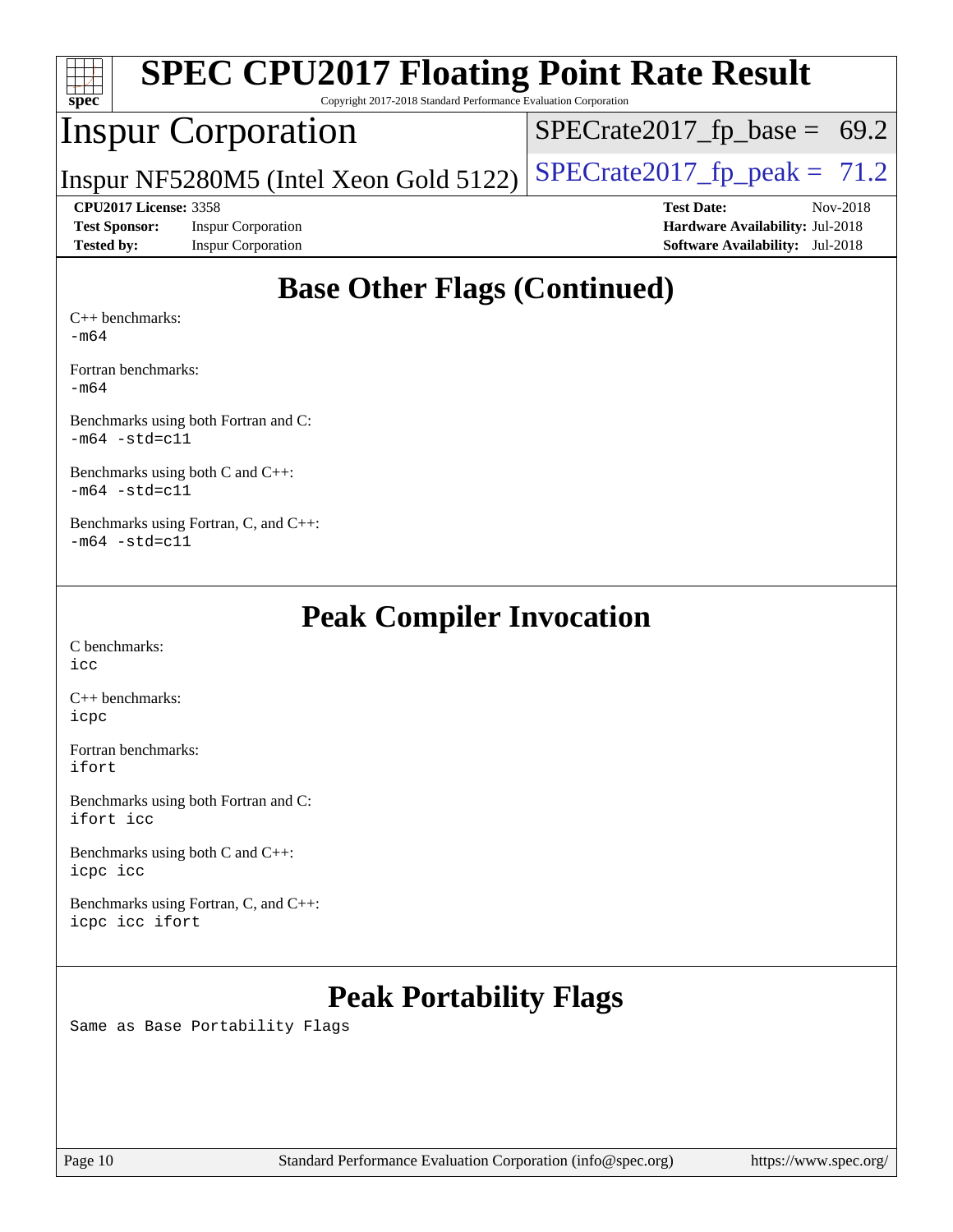# SPEC CPU2017 Floating Point Rate Result

Copyright 2017-2018 Standard Performance Evaluation Corporation

## Inspur Corporation

Inspur NF5280M5 (Intel Xeon Gold 5122)

SPECrate2017_fp_base = 69.2

SPECrate2017_fp_peak = 71.2

**CPU2017 License:** 3358
**Test Sponsor:** Inspur Corporation
**Tested by:** Inspur Corporation

**Test Date:** Nov-2018
**Hardware Availability:** Jul-2018
**Software Availability:** Jul-2018

## Base Other Flags (Continued)

C++ benchmarks:
`-m64`

Fortran benchmarks:
`-m64`

Benchmarks using both Fortran and C:
`-m64 -std=c11`

Benchmarks using both C and C++:
`-m64 -std=c11`

Benchmarks using Fortran, C, and C++:
`-m64 -std=c11`

## Peak Compiler Invocation

C benchmarks:
`icc`

C++ benchmarks:
`icpc`

Fortran benchmarks:
`ifort`

Benchmarks using both Fortran and C:
`ifort icc`

Benchmarks using both C and C++:
`icpc icc`

Benchmarks using Fortran, C, and C++:
`icpc icc ifort`

## Peak Portability Flags

Same as Base Portability Flags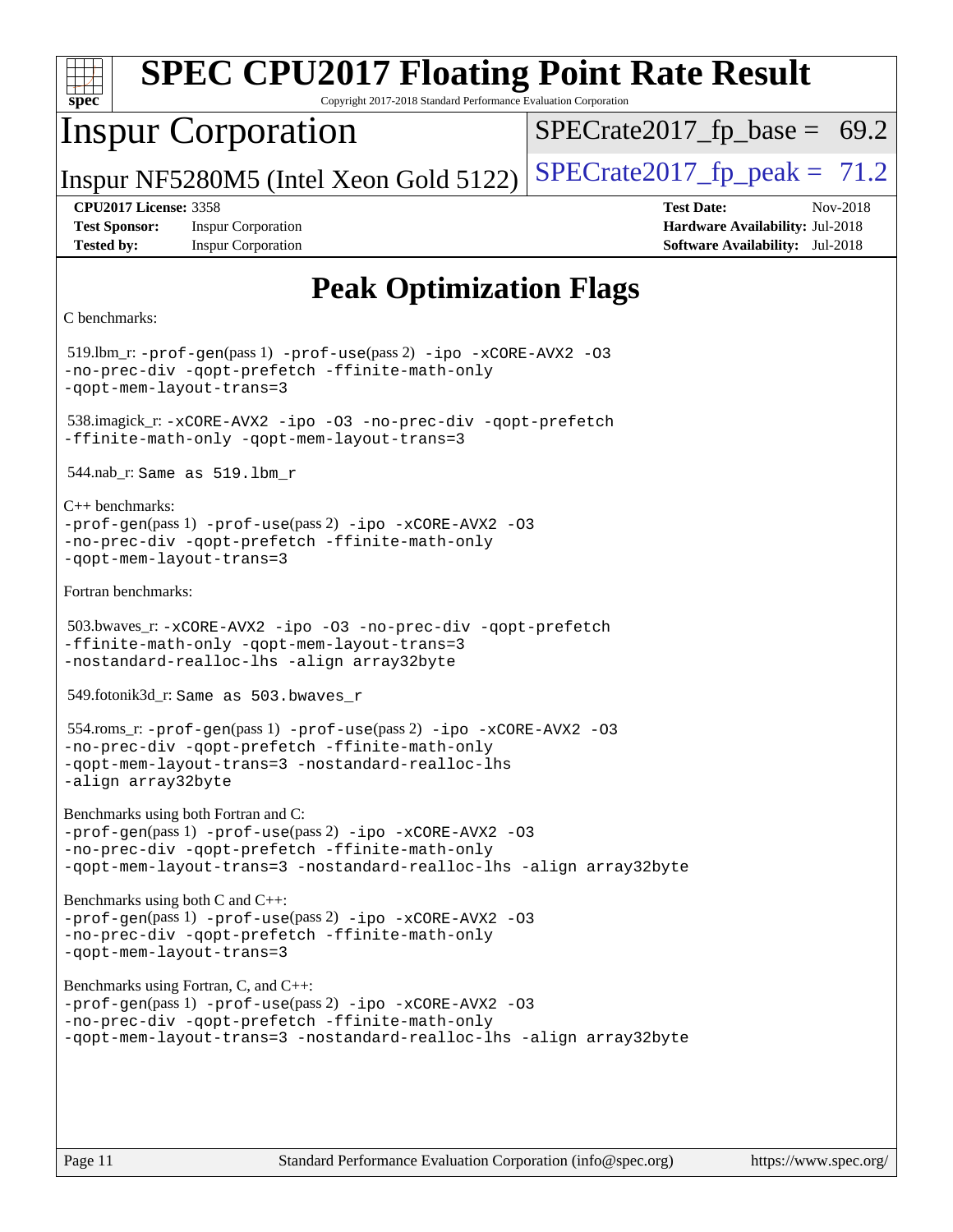# SPEC CPU2017 Floating Point Rate Result

Copyright 2017-2018 Standard Performance Evaluation Corporation

## Inspur Corporation

Inspur NF5280M5 (Intel Xeon Gold 5122)

SPECrate2017_fp_base = 69.2

SPECrate2017_fp_peak = 71.2

**CPU2017 License:** 3358
**Test Sponsor:** Inspur Corporation
**Tested by:** Inspur Corporation

**Test Date:** Nov-2018
**Hardware Availability:** Jul-2018
**Software Availability:** Jul-2018

## Peak Optimization Flags

C benchmarks:

519.lbm_r: -prof-gen(pass 1) -prof-use(pass 2) -ipo -xCORE-AVX2 -O3 -no-prec-div -qopt-prefetch -ffinite-math-only -qopt-mem-layout-trans=3

538.imagick_r: -xCORE-AVX2 -ipo -O3 -no-prec-div -qopt-prefetch -ffinite-math-only -qopt-mem-layout-trans=3

544.nab_r: Same as 519.lbm_r

C++ benchmarks:
-prof-gen(pass 1) -prof-use(pass 2) -ipo -xCORE-AVX2 -O3 -no-prec-div -qopt-prefetch -ffinite-math-only -qopt-mem-layout-trans=3

Fortran benchmarks:

503.bwaves_r: -xCORE-AVX2 -ipo -O3 -no-prec-div -qopt-prefetch -ffinite-math-only -qopt-mem-layout-trans=3 -nostandard-realloc-lhs -align array32byte

549.fotonik3d_r: Same as 503.bwaves_r

554.roms_r: -prof-gen(pass 1) -prof-use(pass 2) -ipo -xCORE-AVX2 -O3 -no-prec-div -qopt-prefetch -ffinite-math-only -qopt-mem-layout-trans=3 -nostandard-realloc-lhs -align array32byte

Benchmarks using both Fortran and C:
-prof-gen(pass 1) -prof-use(pass 2) -ipo -xCORE-AVX2 -O3 -no-prec-div -qopt-prefetch -ffinite-math-only -qopt-mem-layout-trans=3 -nostandard-realloc-lhs -align array32byte

Benchmarks using both C and C++:
-prof-gen(pass 1) -prof-use(pass 2) -ipo -xCORE-AVX2 -O3 -no-prec-div -qopt-prefetch -ffinite-math-only -qopt-mem-layout-trans=3

Benchmarks using Fortran, C, and C++:
-prof-gen(pass 1) -prof-use(pass 2) -ipo -xCORE-AVX2 -O3 -no-prec-div -qopt-prefetch -ffinite-math-only -qopt-mem-layout-trans=3 -nostandard-realloc-lhs -align array32byte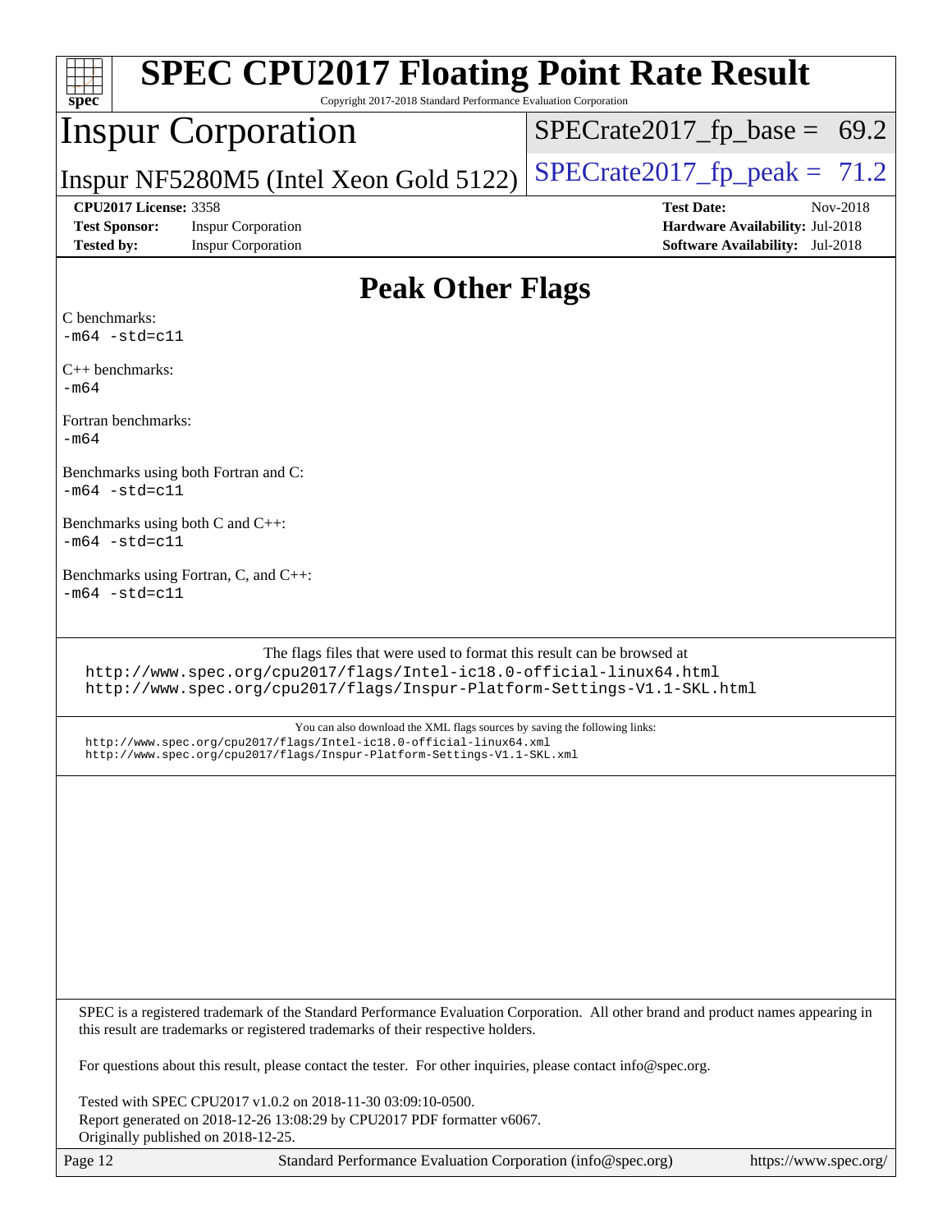# Peak Other Flags

C benchmarks:
-m64 -std=c11

C++ benchmarks:
-m64

Fortran benchmarks:
-m64

Benchmarks using both Fortran and C:
-m64 -std=c11

Benchmarks using both C and C++:
-m64 -std=c11

Benchmarks using Fortran, C, and C++:
-m64 -std=c11

The flags files that were used to format this result can be browsed at
http://www.spec.org/cpu2017/flags/Intel-ic18.0-official-linux64.html
http://www.spec.org/cpu2017/flags/Inspur-Platform-Settings-V1.1-SKL.html

You can also download the XML flags sources by saving the following links:
http://www.spec.org/cpu2017/flags/Intel-ic18.0-official-linux64.xml
http://www.spec.org/cpu2017/flags/Inspur-Platform-Settings-V1.1-SKL.xml

SPEC is a registered trademark of the Standard Performance Evaluation Corporation. All other brand and product names appearing in this result are trademarks or registered trademarks of their respective holders.

For questions about this result, please contact the tester. For other inquiries, please contact info@spec.org.

Tested with SPEC CPU2017 v1.0.2 on 2018-11-30 03:09:10-0500.
Report generated on 2018-12-26 13:08:29 by CPU2017 PDF formatter v6067.
Originally published on 2018-12-25.